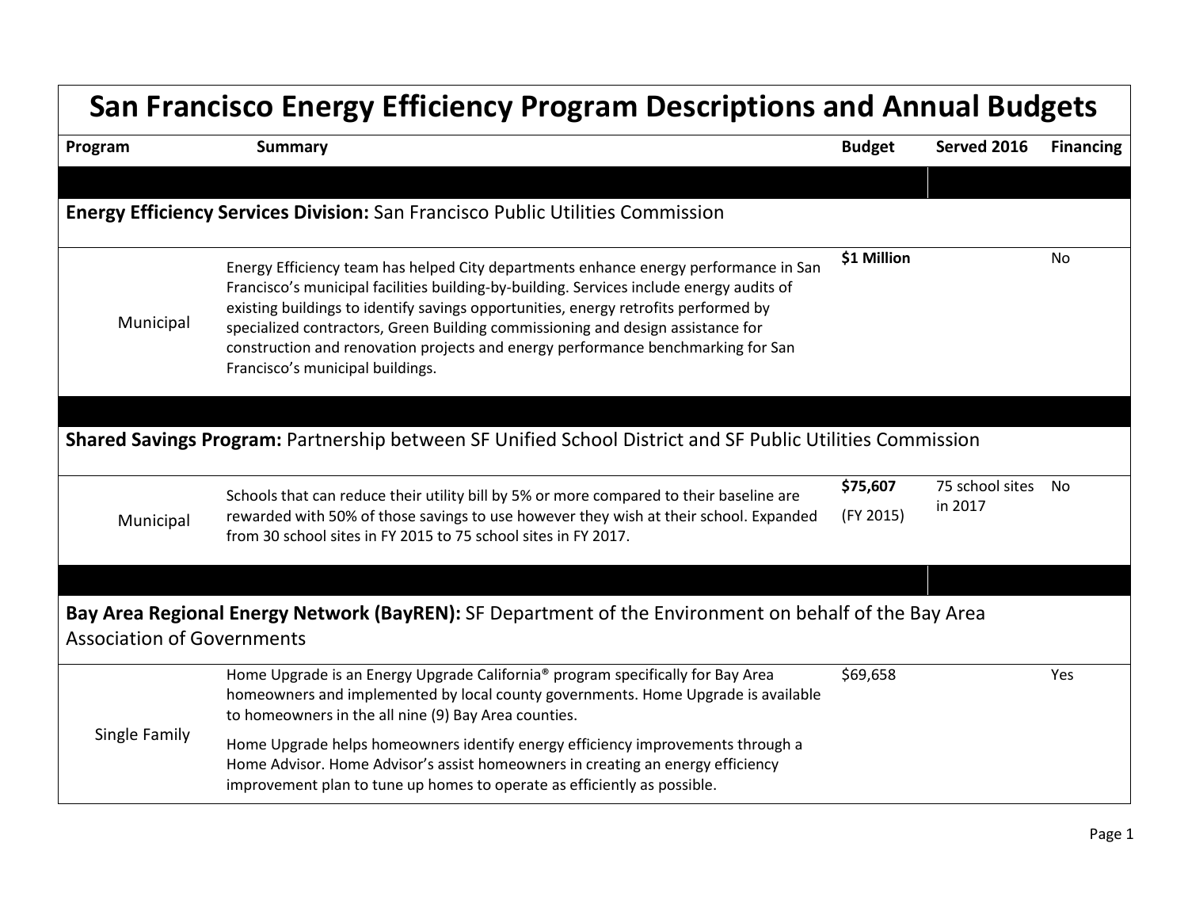# San Francisco Energy Efficiency Program Descriptions and Annual Budgets

| Program | Summary | Budget | Served 2016 | Financing |
|---|---|---|---|---|
| **Energy Efficiency Services Division:** San Francisco Public Utilities Commission | | | | |
| Municipal | Energy Efficiency team has helped City departments enhance energy performance in San Francisco's municipal facilities building-by-building. Services include energy audits of existing buildings to identify savings opportunities, energy retrofits performed by specialized contractors, Green Building commissioning and design assistance for construction and renovation projects and energy performance benchmarking for San Francisco's municipal buildings. | **$1 Million** | | No |
| **Shared Savings Program:** Partnership between SF Unified School District and SF Public Utilities Commission | | | | |
| Municipal | Schools that can reduce their utility bill by 5% or more compared to their baseline are rewarded with 50% of those savings to use however they wish at their school. Expanded from 30 school sites in FY 2015 to 75 school sites in FY 2017. | **$75,607** (FY 2015) | 75 school sites in 2017 | No |
| **Bay Area Regional Energy Network (BayREN):** SF Department of the Environment on behalf of the Bay Area Association of Governments | | | | |
| Single Family | Home Upgrade is an Energy Upgrade California® program specifically for Bay Area homeowners and implemented by local county governments. Home Upgrade is available to homeowners in the all nine (9) Bay Area counties.<br><br>Home Upgrade helps homeowners identify energy efficiency improvements through a Home Advisor. Home Advisor's assist homeowners in creating an energy efficiency improvement plan to tune up homes to operate as efficiently as possible. | $69,658 | | Yes |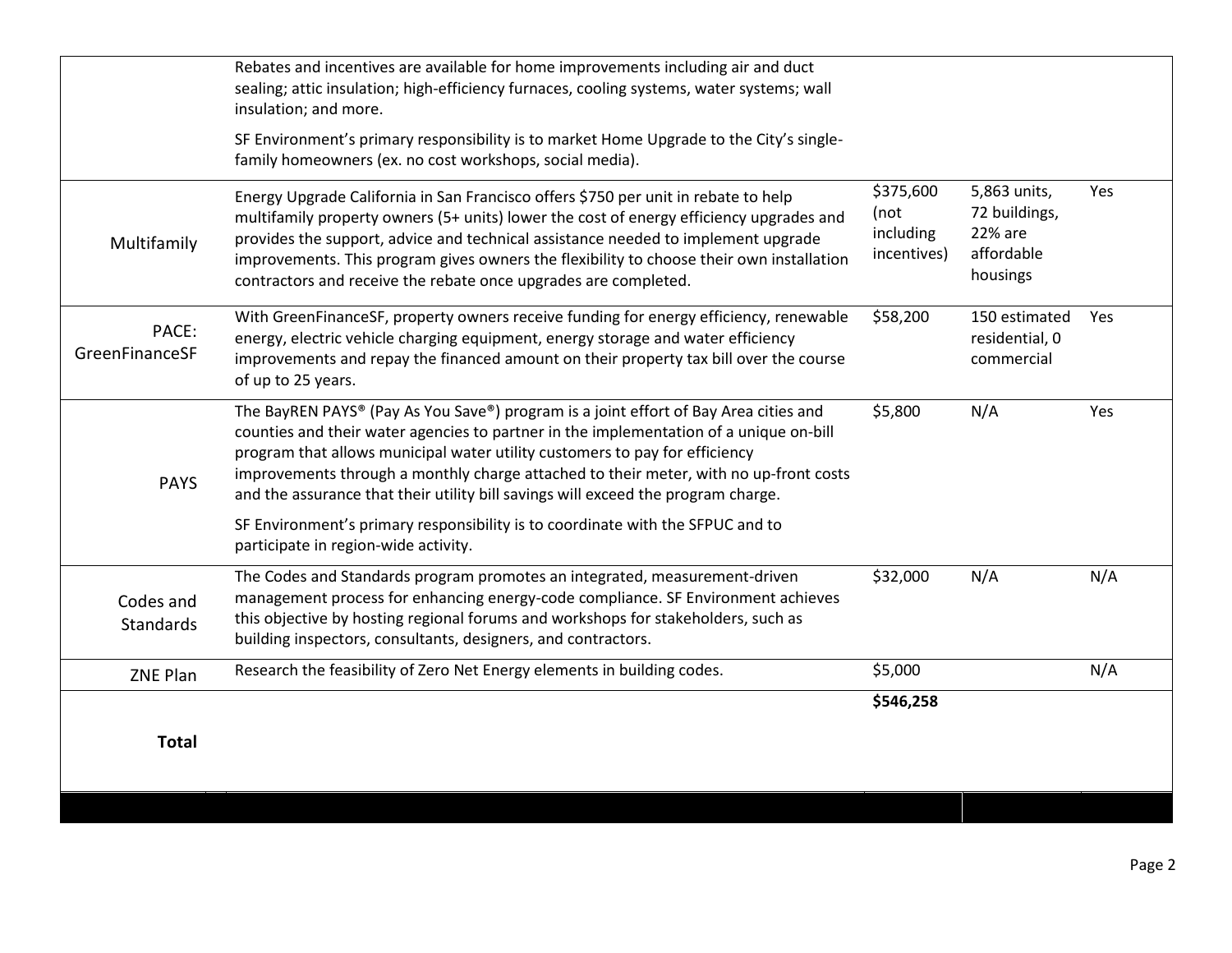| | | | | |
|---|---|---|---|---|
| | Rebates and incentives are available for home improvements including air and duct sealing; attic insulation; high-efficiency furnaces, cooling systems, water systems; wall insulation; and more.<br><br>SF Environment's primary responsibility is to market Home Upgrade to the City's single-family homeowners (ex. no cost workshops, social media). | | | |
| Multifamily | Energy Upgrade California in San Francisco offers $750 per unit in rebate to help multifamily property owners (5+ units) lower the cost of energy efficiency upgrades and provides the support, advice and technical assistance needed to implement upgrade improvements. This program gives owners the flexibility to choose their own installation contractors and receive the rebate once upgrades are completed. | $375,600 (not including incentives) | 5,863 units, 72 buildings, 22% are affordable housings | Yes |
| PACE: GreenFinanceSF | With GreenFinanceSF, property owners receive funding for energy efficiency, renewable energy, electric vehicle charging equipment, energy storage and water efficiency improvements and repay the financed amount on their property tax bill over the course of up to 25 years. | $58,200 | 150 estimated residential, 0 commercial | Yes |
| PAYS | The BayREN PAYS® (Pay As You Save®) program is a joint effort of Bay Area cities and counties and their water agencies to partner in the implementation of a unique on-bill program that allows municipal water utility customers to pay for efficiency improvements through a monthly charge attached to their meter, with no up-front costs and the assurance that their utility bill savings will exceed the program charge.<br><br>SF Environment's primary responsibility is to coordinate with the SFPUC and to participate in region-wide activity. | $5,800 | N/A | Yes |
| Codes and Standards | The Codes and Standards program promotes an integrated, measurement-driven management process for enhancing energy-code compliance. SF Environment achieves this objective by hosting regional forums and workshops for stakeholders, such as building inspectors, consultants, designers, and contractors. | $32,000 | N/A | N/A |
| ZNE Plan | Research the feasibility of Zero Net Energy elements in building codes. | $5,000 | | N/A |
| **Total** | | **$546,258** | | |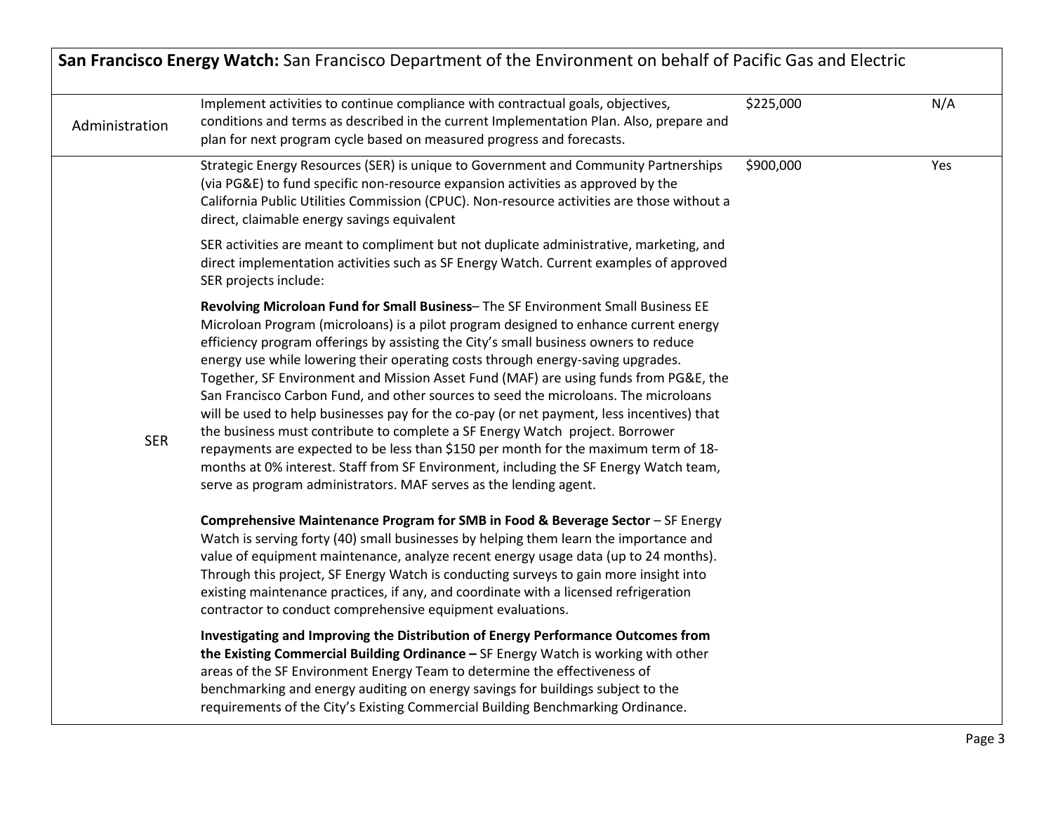| San Francisco Energy Watch: San Francisco Department of the Environment on behalf of Pacific Gas and Electric | | | |
|---|---|---|---|
| Administration | Implement activities to continue compliance with contractual goals, objectives, conditions and terms as described in the current Implementation Plan. Also, prepare and plan for next program cycle based on measured progress and forecasts. | $225,000 | N/A |
| SER | Strategic Energy Resources (SER) is unique to Government and Community Partnerships (via PG&E) to fund specific non-resource expansion activities as approved by the California Public Utilities Commission (CPUC). Non-resource activities are those without a direct, claimable energy savings equivalent<br><br>SER activities are meant to compliment but not duplicate administrative, marketing, and direct implementation activities such as SF Energy Watch. Current examples of approved SER projects include:<br><br>**Revolving Microloan Fund for Small Business**– The SF Environment Small Business EE Microloan Program (microloans) is a pilot program designed to enhance current energy efficiency program offerings by assisting the City's small business owners to reduce energy use while lowering their operating costs through energy-saving upgrades. Together, SF Environment and Mission Asset Fund (MAF) are using funds from PG&E, the San Francisco Carbon Fund, and other sources to seed the microloans. The microloans will be used to help businesses pay for the co-pay (or net payment, less incentives) that the business must contribute to complete a SF Energy Watch project. Borrower repayments are expected to be less than $150 per month for the maximum term of 18-months at 0% interest. Staff from SF Environment, including the SF Energy Watch team, serve as program administrators. MAF serves as the lending agent.<br><br>**Comprehensive Maintenance Program for SMB in Food & Beverage Sector** – SF Energy Watch is serving forty (40) small businesses by helping them learn the importance and value of equipment maintenance, analyze recent energy usage data (up to 24 months). Through this project, SF Energy Watch is conducting surveys to gain more insight into existing maintenance practices, if any, and coordinate with a licensed refrigeration contractor to conduct comprehensive equipment evaluations.<br><br>**Investigating and Improving the Distribution of Energy Performance Outcomes from the Existing Commercial Building Ordinance –** SF Energy Watch is working with other areas of the SF Environment Energy Team to determine the effectiveness of benchmarking and energy auditing on energy savings for buildings subject to the requirements of the City's Existing Commercial Building Benchmarking Ordinance. | $900,000 | Yes |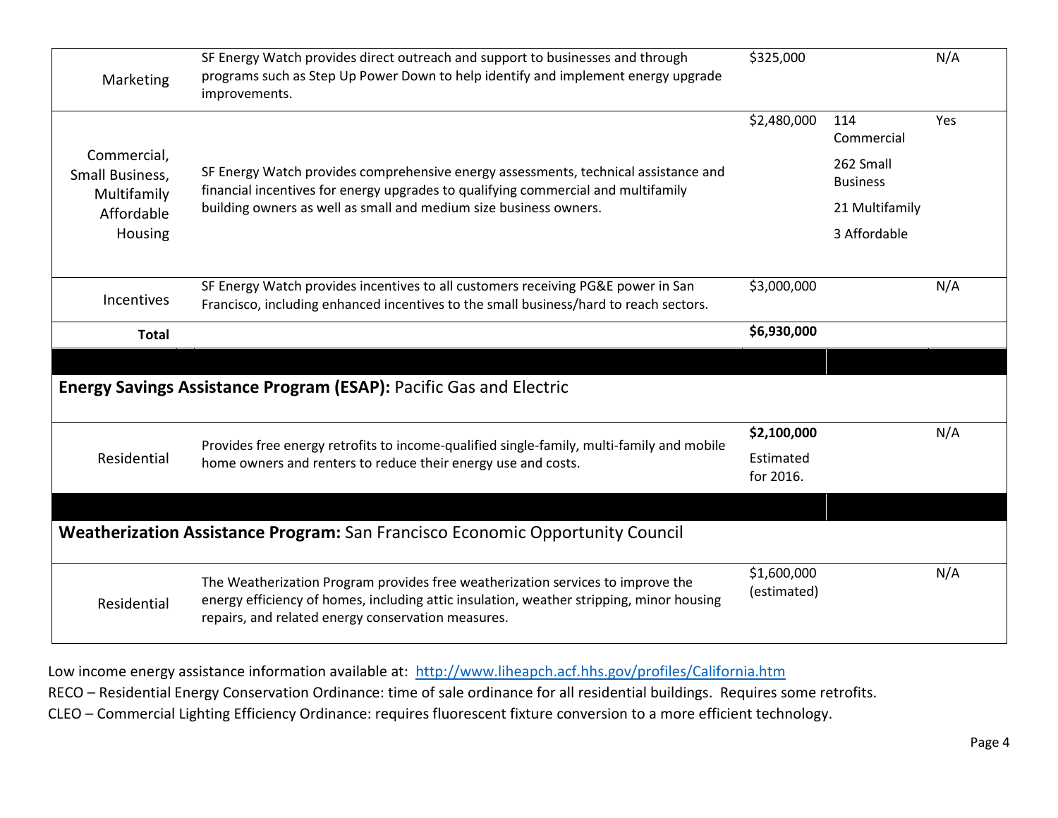| | | | | |
|---|---|---|---|---|
| Marketing | SF Energy Watch provides direct outreach and support to businesses and through programs such as Step Up Power Down to help identify and implement energy upgrade improvements. | $325,000 | | N/A |
| Commercial, Small Business, Multifamily Affordable Housing | SF Energy Watch provides comprehensive energy assessments, technical assistance and financial incentives for energy upgrades to qualifying commercial and multifamily building owners as well as small and medium size business owners. | $2,480,000 | 114 Commercial<br>262 Small Business<br>21 Multifamily<br>3 Affordable | Yes |
| Incentives | SF Energy Watch provides incentives to all customers receiving PG&E power in San Francisco, including enhanced incentives to the small business/hard to reach sectors. | $3,000,000 | | N/A |
| **Total** | | **$6,930,000** | | |
| **Energy Savings Assistance Program (ESAP):** Pacific Gas and Electric | | | | |
| Residential | Provides free energy retrofits to income-qualified single-family, multi-family and mobile home owners and renters to reduce their energy use and costs. | **$2,100,000**<br>Estimated for 2016. | | N/A |
| **Weatherization Assistance Program:** San Francisco Economic Opportunity Council | | | | |
| Residential | The Weatherization Program provides free weatherization services to improve the energy efficiency of homes, including attic insulation, weather stripping, minor housing repairs, and related energy conservation measures. | $1,600,000 (estimated) | | N/A |

Low income energy assistance information available at: [http://www.liheapch.acf.hhs.gov/profiles/California.htm](http://www.liheapch.acf.hhs.gov/profiles/California.htm)

RECO – Residential Energy Conservation Ordinance: time of sale ordinance for all residential buildings. Requires some retrofits.

CLEO – Commercial Lighting Efficiency Ordinance: requires fluorescent fixture conversion to a more efficient technology.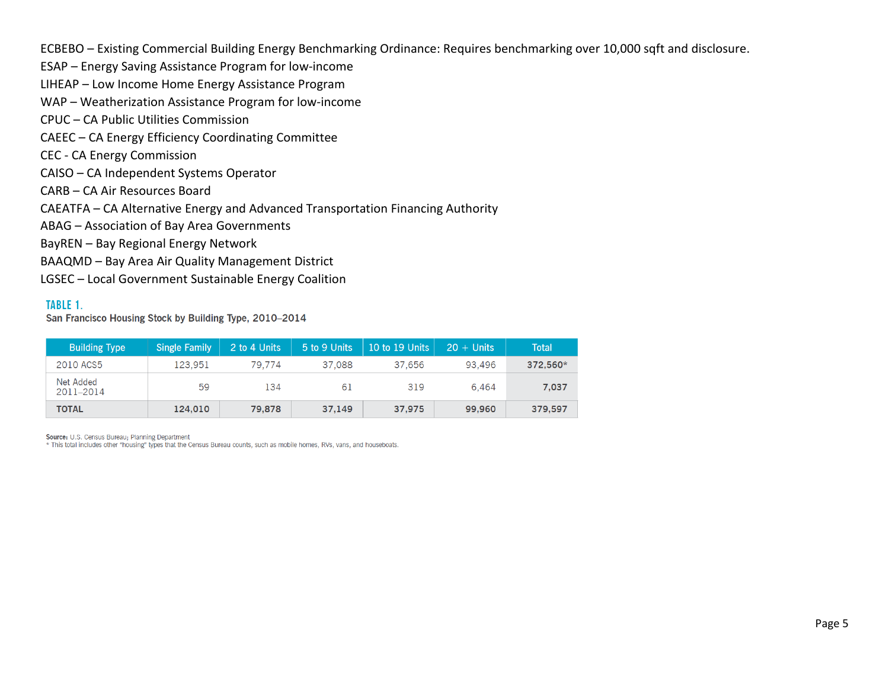ECBEBO – Existing Commercial Building Energy Benchmarking Ordinance: Requires benchmarking over 10,000 sqft and disclosure.
ESAP – Energy Saving Assistance Program for low-income
LIHEAP – Low Income Home Energy Assistance Program
WAP – Weatherization Assistance Program for low-income
CPUC – CA Public Utilities Commission
CAEEC – CA Energy Efficiency Coordinating Committee
CEC - CA Energy Commission
CAISO – CA Independent Systems Operator
CARB – CA Air Resources Board
CAEATFA – CA Alternative Energy and Advanced Transportation Financing Authority
ABAG – Association of Bay Area Governments
BayREN – Bay Regional Energy Network
BAAQMD – Bay Area Air Quality Management District
LGSEC – Local Government Sustainable Energy Coalition

**TABLE 1.**
**San Francisco Housing Stock by Building Type, 2010–2014**

| Building Type | Single Family | 2 to 4 Units | 5 to 9 Units | 10 to 19 Units | 20 + Units | Total |
|---|---|---|---|---|---|---|
| 2010 ACS5 | 123,951 | 79,774 | 37,088 | 37,656 | 93,496 | **372,560*** |
| Net Added 2011–2014 | 59 | 134 | 61 | 319 | 6,464 | **7,037** |
| **TOTAL** | **124,010** | **79,878** | **37,149** | **37,975** | **99,960** | **379,597** |

**Source:** U.S. Census Bureau; Planning Department
* This total includes other "housing" types that the Census Bureau counts, such as mobile homes, RVs, vans, and houseboats.